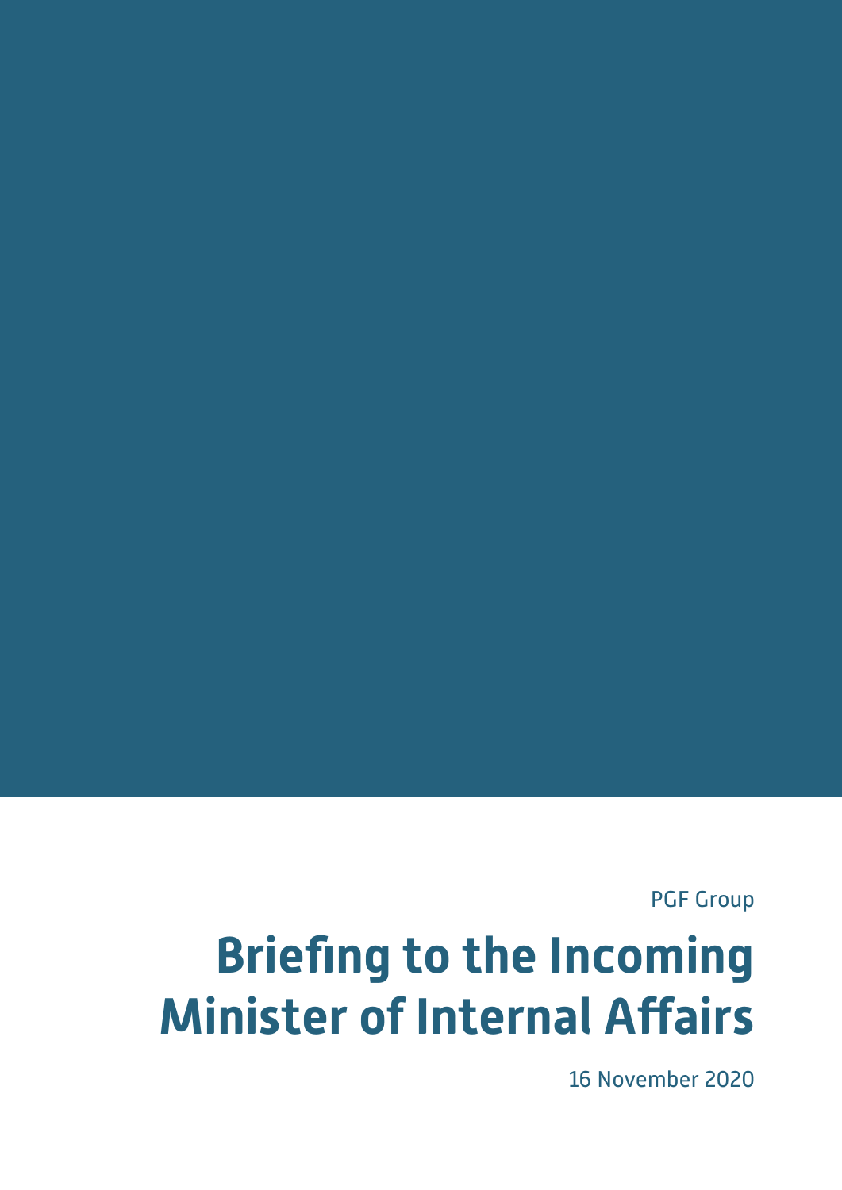PGF Group

# Briefing to the Incoming Minister of Internal Affairs

16 November 2020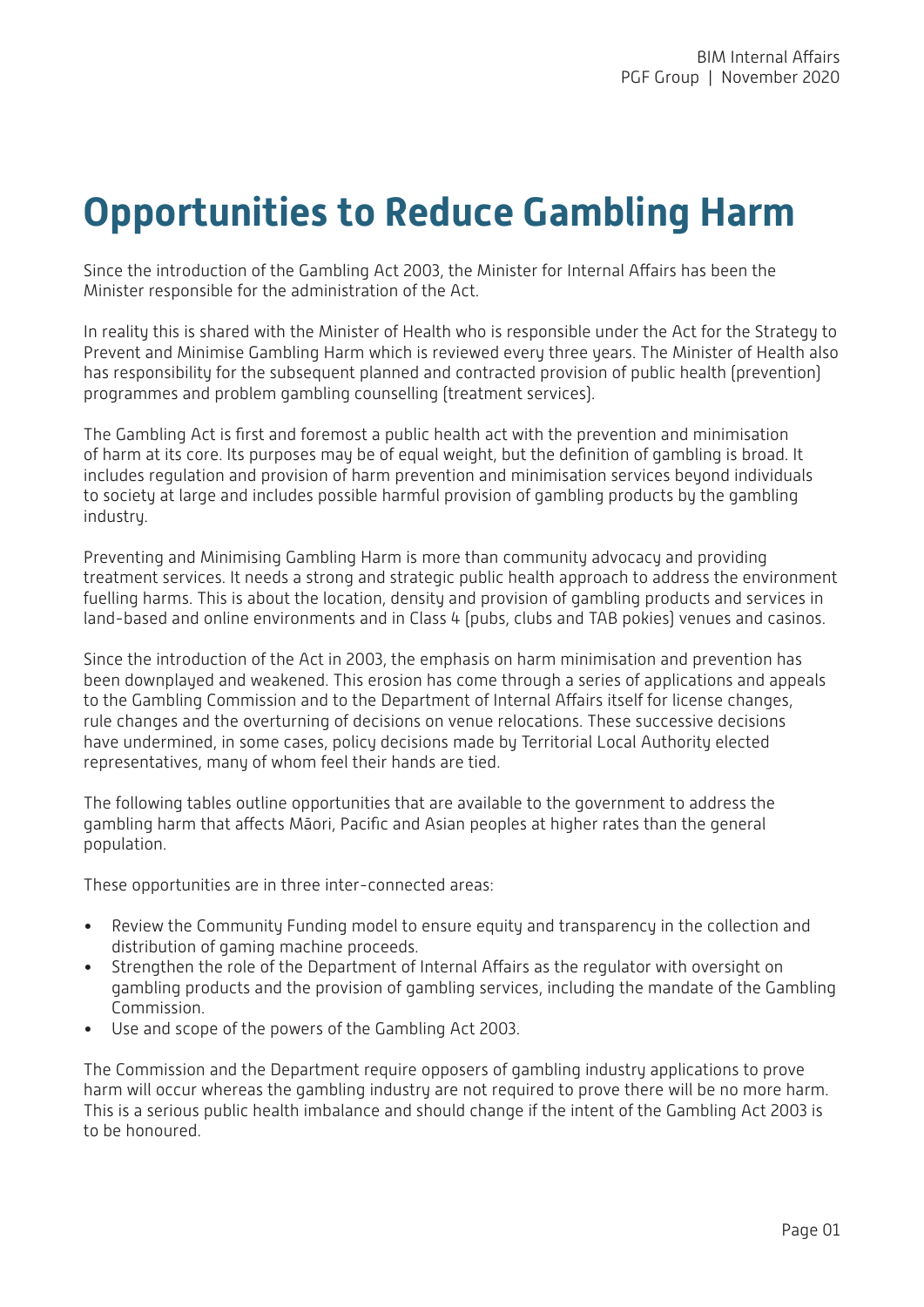# Opportunities to Reduce Gambling Harm

Since the introduction of the Gambling Act 2003, the Minister for Internal Affairs has been the Minister responsible for the administration of the Act.

In reality this is shared with the Minister of Health who is responsible under the Act for the Strategy to Prevent and Minimise Gambling Harm which is reviewed every three years. The Minister of Health also has responsibility for the subsequent planned and contracted provision of public health (prevention) programmes and problem gambling counselling (treatment services).

The Gambling Act is first and foremost a public health act with the prevention and minimisation of harm at its core. Its purposes may be of equal weight, but the definition of gambling is broad. It includes regulation and provision of harm prevention and minimisation services beyond individuals to society at large and includes possible harmful provision of gambling products by the gambling industry.

Preventing and Minimising Gambling Harm is more than community advocacy and providing treatment services. It needs a strong and strategic public health approach to address the environment fuelling harms. This is about the location, density and provision of gambling products and services in land-based and online environments and in Class 4 (pubs, clubs and TAB pokies) venues and casinos.

Since the introduction of the Act in 2003, the emphasis on harm minimisation and prevention has been downplayed and weakened. This erosion has come through a series of applications and appeals to the Gambling Commission and to the Department of Internal Affairs itself for license changes, rule changes and the overturning of decisions on venue relocations. These successive decisions have undermined, in some cases, policy decisions made by Territorial Local Authority elected representatives, many of whom feel their hands are tied.

The following tables outline opportunities that are available to the government to address the gambling harm that affects Māori, Pacific and Asian peoples at higher rates than the general population.

These opportunities are in three inter-connected areas:

- Review the Community Funding model to ensure equity and transparency in the collection and distribution of gaming machine proceeds.
- Strengthen the role of the Department of Internal Affairs as the regulator with oversight on gambling products and the provision of gambling services, including the mandate of the Gambling Commission.
- Use and scope of the powers of the Gambling Act 2003.

The Commission and the Department require opposers of gambling industry applications to prove harm will occur whereas the gambling industry are not required to prove there will be no more harm. This is a serious public health imbalance and should change if the intent of the Gambling Act 2003 is to be honoured.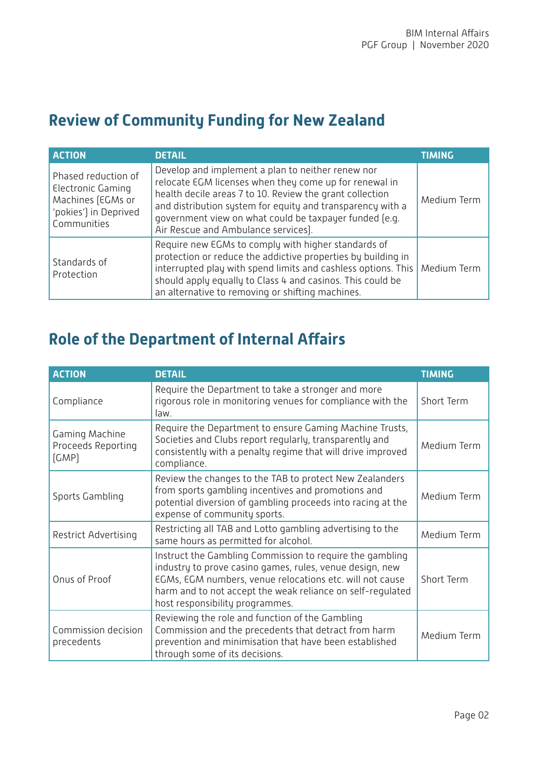## Review of Community Funding for New Zealand

| ACTION | DETAIL | TIMING |
|---|---|---|
| Phased reduction of Electronic Gaming Machines (EGMs or 'pokies') in Deprived Communities | Develop and implement a plan to neither renew nor relocate EGM licenses when they come up for renewal in health decile areas 7 to 10. Review the grant collection and distribution system for equity and transparency with a government view on what could be taxpayer funded (e.g. Air Rescue and Ambulance services). | Medium Term |
| Standards of Protection | Require new EGMs to comply with higher standards of protection or reduce the addictive properties by building in interrupted play with spend limits and cashless options. This should apply equally to Class 4 and casinos. This could be an alternative to removing or shifting machines. | Medium Term |

## Role of the Department of Internal Affairs

| ACTION | DETAIL | TIMING |
|---|---|---|
| Compliance | Require the Department to take a stronger and more rigorous role in monitoring venues for compliance with the law. | Short Term |
| Gaming Machine Proceeds Reporting (GMP) | Require the Department to ensure Gaming Machine Trusts, Societies and Clubs report regularly, transparently and consistently with a penalty regime that will drive improved compliance. | Medium Term |
| Sports Gambling | Review the changes to the TAB to protect New Zealanders from sports gambling incentives and promotions and potential diversion of gambling proceeds into racing at the expense of community sports. | Medium Term |
| Restrict Advertising | Restricting all TAB and Lotto gambling advertising to the same hours as permitted for alcohol. | Medium Term |
| Onus of Proof | Instruct the Gambling Commission to require the gambling industry to prove casino games, rules, venue design, new EGMs, EGM numbers, venue relocations etc. will not cause harm and to not accept the weak reliance on self-regulated host responsibility programmes. | Short Term |
| Commission decision precedents | Reviewing the role and function of the Gambling Commission and the precedents that detract from harm prevention and minimisation that have been established through some of its decisions. | Medium Term |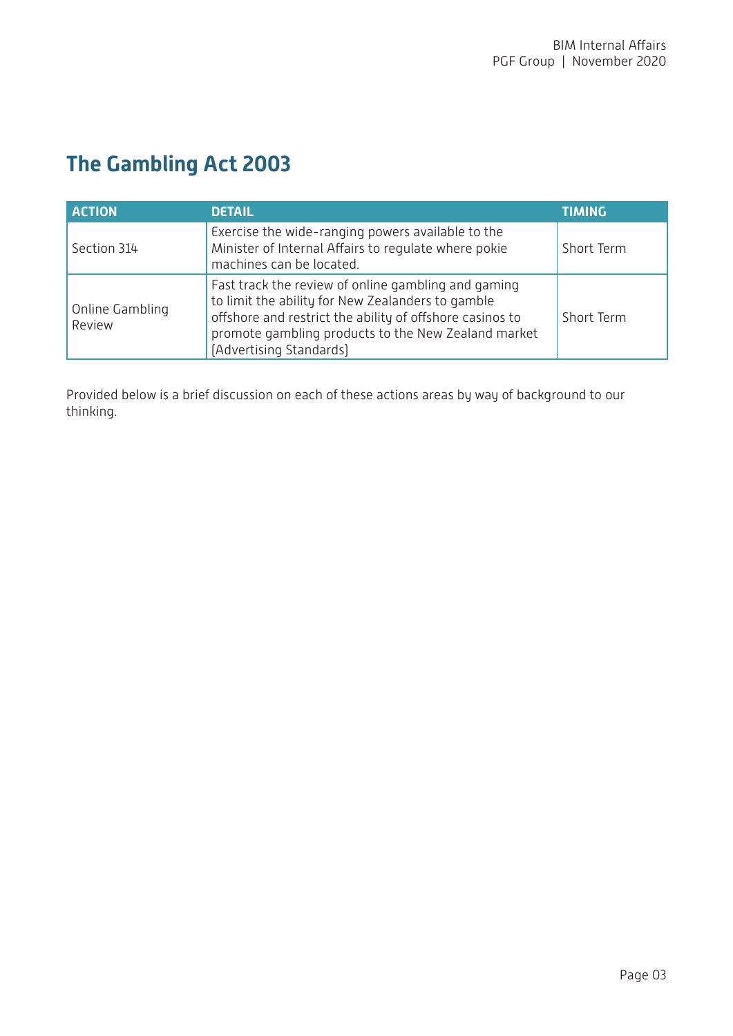# The Gambling Act 2003

| ACTION | DETAIL | TIMING |
| --- | --- | --- |
| Section 314 | Exercise the wide-ranging powers available to the Minister of Internal Affairs to regulate where pokie machines can be located. | Short Term |
| Online Gambling Review | Fast track the review of online gambling and gaming to limit the ability for New Zealanders to gamble offshore and restrict the ability of offshore casinos to promote gambling products to the New Zealand market (Advertising Standards) | Short Term |

Provided below is a brief discussion on each of these actions areas by way of background to our thinking.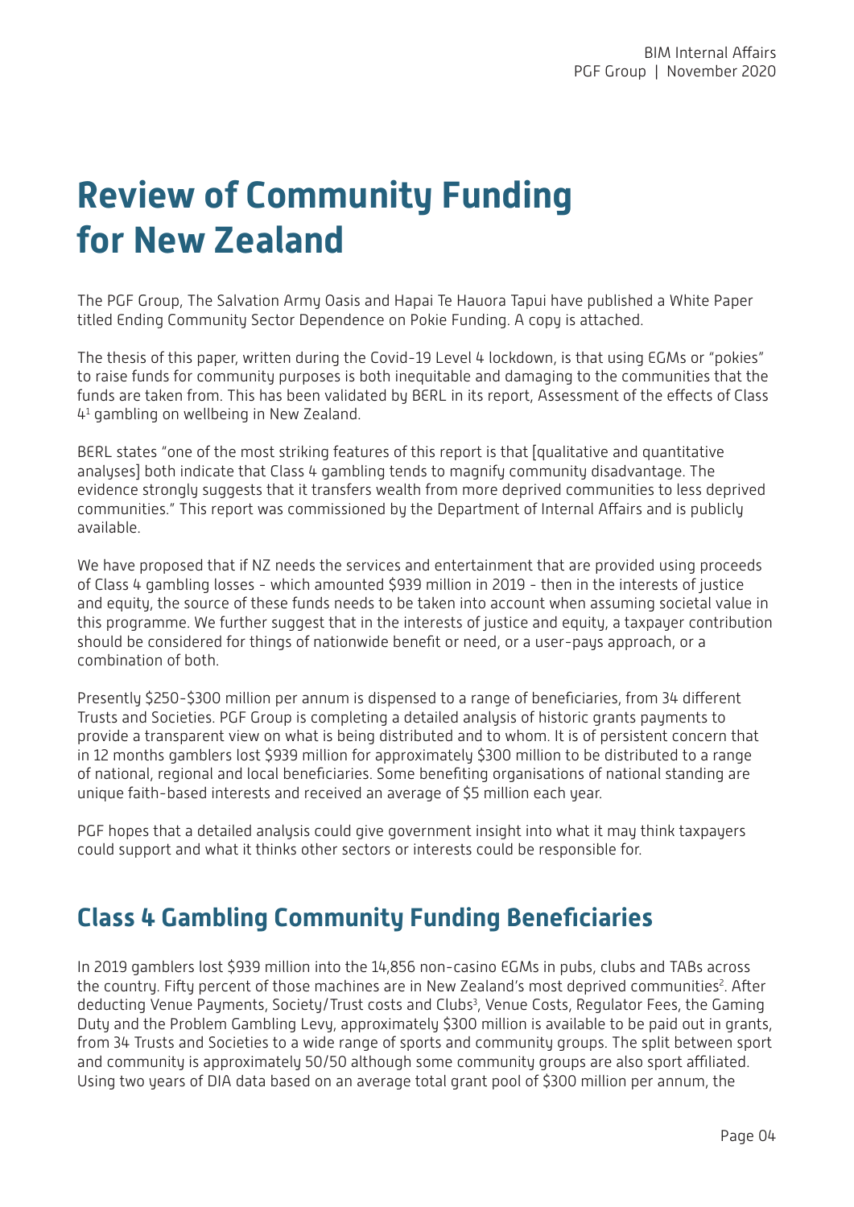# Review of Community Funding for New Zealand

The PGF Group, The Salvation Army Oasis and Hapai Te Hauora Tapui have published a White Paper titled Ending Community Sector Dependence on Pokie Funding. A copy is attached.

The thesis of this paper, written during the Covid-19 Level 4 lockdown, is that using EGMs or "pokies" to raise funds for community purposes is both inequitable and damaging to the communities that the funds are taken from. This has been validated by BERL in its report, Assessment of the effects of Class 4[1] gambling on wellbeing in New Zealand.

BERL states "one of the most striking features of this report is that [qualitative and quantitative analyses] both indicate that Class 4 gambling tends to magnify community disadvantage. The evidence strongly suggests that it transfers wealth from more deprived communities to less deprived communities." This report was commissioned by the Department of Internal Affairs and is publicly available.

We have proposed that if NZ needs the services and entertainment that are provided using proceeds of Class 4 gambling losses - which amounted $939 million in 2019 - then in the interests of justice and equity, the source of these funds needs to be taken into account when assuming societal value in this programme. We further suggest that in the interests of justice and equity, a taxpayer contribution should be considered for things of nationwide benefit or need, or a user-pays approach, or a combination of both.

Presently $250-$300 million per annum is dispensed to a range of beneficiaries, from 34 different Trusts and Societies. PGF Group is completing a detailed analysis of historic grants payments to provide a transparent view on what is being distributed and to whom. It is of persistent concern that in 12 months gamblers lost $939 million for approximately $300 million to be distributed to a range of national, regional and local beneficiaries. Some benefiting organisations of national standing are unique faith-based interests and received an average of $5 million each year.

PGF hopes that a detailed analysis could give government insight into what it may think taxpayers could support and what it thinks other sectors or interests could be responsible for.

## Class 4 Gambling Community Funding Beneficiaries

In 2019 gamblers lost $939 million into the 14,856 non-casino EGMs in pubs, clubs and TABs across the country. Fifty percent of those machines are in New Zealand's most deprived communities[2]. After deducting Venue Payments, Society/Trust costs and Clubs[3], Venue Costs, Regulator Fees, the Gaming Duty and the Problem Gambling Levy, approximately $300 million is available to be paid out in grants, from 34 Trusts and Societies to a wide range of sports and community groups. The split between sport and community is approximately 50/50 although some community groups are also sport affiliated. Using two years of DIA data based on an average total grant pool of $300 million per annum, the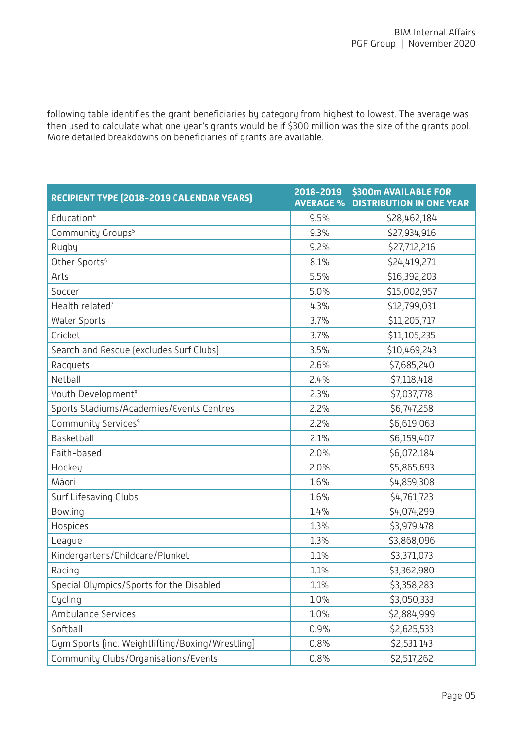following table identifies the grant beneficiaries by category from highest to lowest. The average was then used to calculate what one year's grants would be if $300 million was the size of the grants pool. More detailed breakdowns on beneficiaries of grants are available.

| RECIPIENT TYPE (2018-2019 CALENDAR YEARS) | 2018-2019 AVERAGE % | $300m AVAILABLE FOR DISTRIBUTION IN ONE YEAR |
|---|---|---|
| Education[4] | 9.5% | $28,462,184 |
| Community Groups[5] | 9.3% | $27,934,916 |
| Rugby | 9.2% | $27,712,216 |
| Other Sports[6] | 8.1% | $24,419,271 |
| Arts | 5.5% | $16,392,203 |
| Soccer | 5.0% | $15,002,957 |
| Health related[7] | 4.3% | $12,799,031 |
| Water Sports | 3.7% | $11,205,717 |
| Cricket | 3.7% | $11,105,235 |
| Search and Rescue (excludes Surf Clubs) | 3.5% | $10,469,243 |
| Racquets | 2.6% | $7,685,240 |
| Netball | 2.4% | $7,118,418 |
| Youth Development[8] | 2.3% | $7,037,778 |
| Sports Stadiums/Academies/Events Centres | 2.2% | $6,747,258 |
| Community Services[9] | 2.2% | $6,619,063 |
| Basketball | 2.1% | $6,159,407 |
| Faith-based | 2.0% | $6,072,184 |
| Hockey | 2.0% | $5,865,693 |
| Māori | 1.6% | $4,859,308 |
| Surf Lifesaving Clubs | 1.6% | $4,761,723 |
| Bowling | 1.4% | $4,074,299 |
| Hospices | 1.3% | $3,979,478 |
| League | 1.3% | $3,868,096 |
| Kindergartens/Childcare/Plunket | 1.1% | $3,371,073 |
| Racing | 1.1% | $3,362,980 |
| Special Olympics/Sports for the Disabled | 1.1% | $3,358,283 |
| Cycling | 1.0% | $3,050,333 |
| Ambulance Services | 1.0% | $2,884,999 |
| Softball | 0.9% | $2,625,533 |
| Gym Sports (inc. Weightlifting/Boxing/Wrestling) | 0.8% | $2,531,143 |
| Community Clubs/Organisations/Events | 0.8% | $2,517,262 |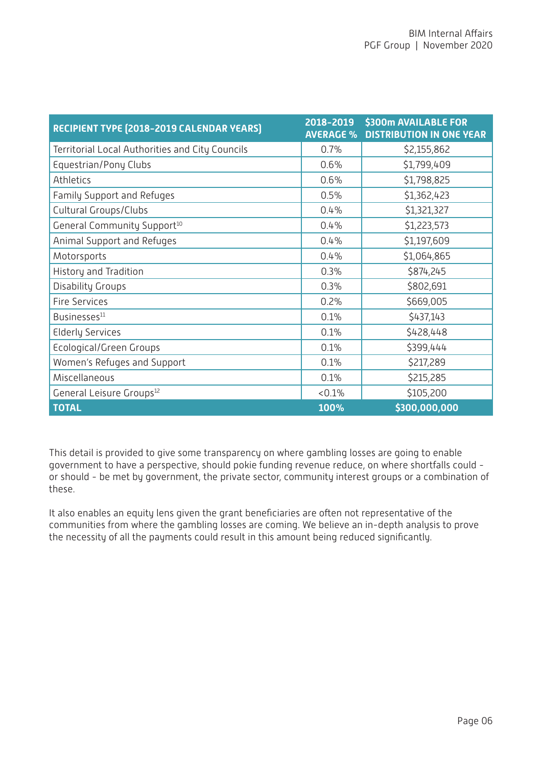| RECIPIENT TYPE (2018-2019 CALENDAR YEARS) | 2018-2019 AVERAGE % | $300m AVAILABLE FOR DISTRIBUTION IN ONE YEAR |
|---|---|---|
| Territorial Local Authorities and City Councils | 0.7% | $2,155,862 |
| Equestrian/Pony Clubs | 0.6% | $1,799,409 |
| Athletics | 0.6% | $1,798,825 |
| Family Support and Refuges | 0.5% | $1,362,423 |
| Cultural Groups/Clubs | 0.4% | $1,321,327 |
| General Community Support[10] | 0.4% | $1,223,573 |
| Animal Support and Refuges | 0.4% | $1,197,609 |
| Motorsports | 0.4% | $1,064,865 |
| History and Tradition | 0.3% | $874,245 |
| Disability Groups | 0.3% | $802,691 |
| Fire Services | 0.2% | $669,005 |
| Businesses[11] | 0.1% | $437,143 |
| Elderly Services | 0.1% | $428,448 |
| Ecological/Green Groups | 0.1% | $399,444 |
| Women's Refuges and Support | 0.1% | $217,289 |
| Miscellaneous | 0.1% | $215,285 |
| General Leisure Groups[12] | <0.1% | $105,200 |
| **TOTAL** | **100%** | **$300,000,000** |

This detail is provided to give some transparency on where gambling losses are going to enable government to have a perspective, should pokie funding revenue reduce, on where shortfalls could - or should - be met by government, the private sector, community interest groups or a combination of these.

It also enables an equity lens given the grant beneficiaries are often not representative of the communities from where the gambling losses are coming. We believe an in-depth analysis to prove the necessity of all the payments could result in this amount being reduced significantly.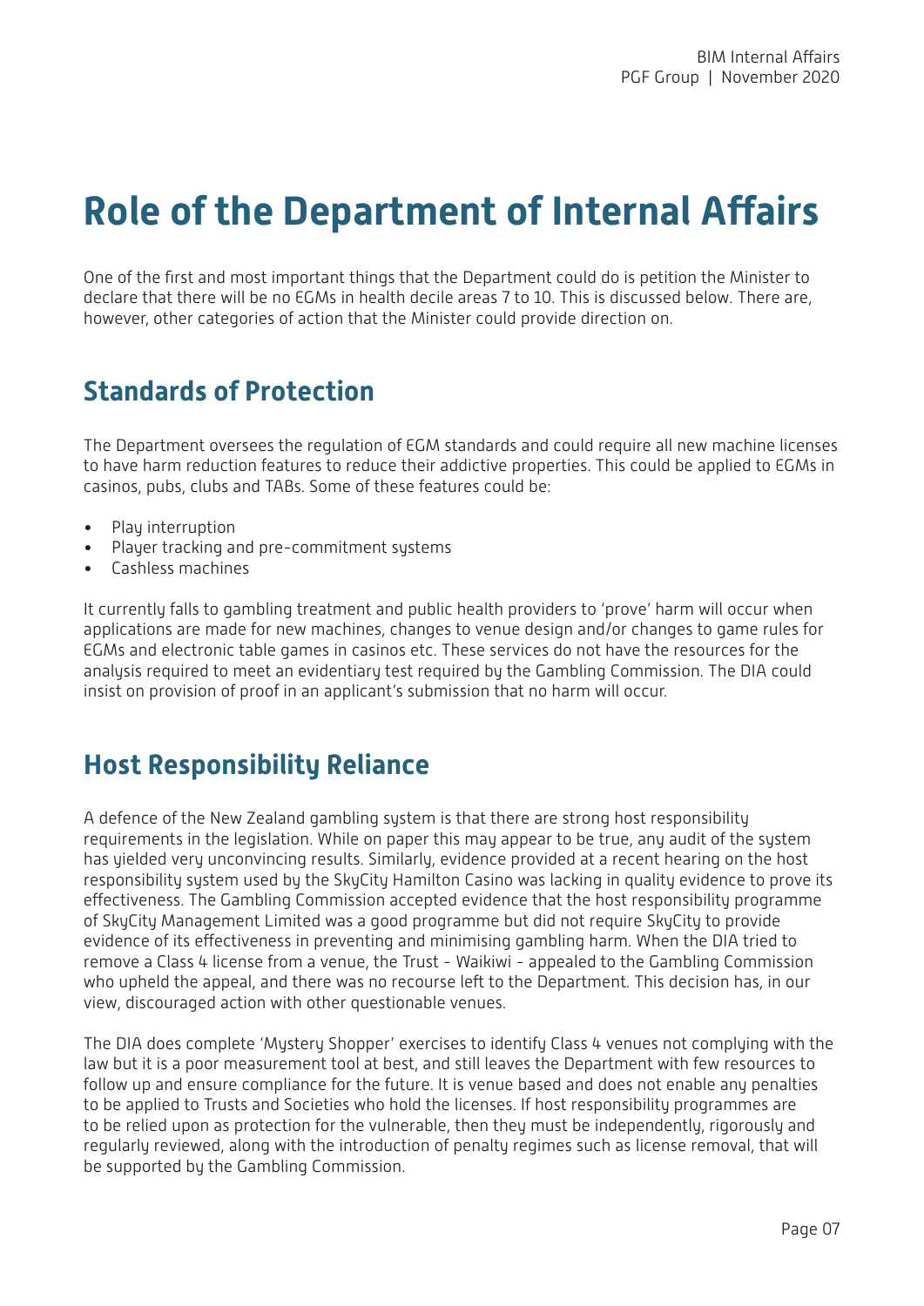# Role of the Department of Internal Affairs

One of the first and most important things that the Department could do is petition the Minister to declare that there will be no EGMs in health decile areas 7 to 10. This is discussed below. There are, however, other categories of action that the Minister could provide direction on.

## Standards of Protection

The Department oversees the regulation of EGM standards and could require all new machine licenses to have harm reduction features to reduce their addictive properties. This could be applied to EGMs in casinos, pubs, clubs and TABs. Some of these features could be:

- Play interruption
- Player tracking and pre-commitment systems
- Cashless machines

It currently falls to gambling treatment and public health providers to 'prove' harm will occur when applications are made for new machines, changes to venue design and/or changes to game rules for EGMs and electronic table games in casinos etc. These services do not have the resources for the analysis required to meet an evidentiary test required by the Gambling Commission. The DIA could insist on provision of proof in an applicant's submission that no harm will occur.

## Host Responsibility Reliance

A defence of the New Zealand gambling system is that there are strong host responsibility requirements in the legislation. While on paper this may appear to be true, any audit of the system has yielded very unconvincing results. Similarly, evidence provided at a recent hearing on the host responsibility system used by the SkyCity Hamilton Casino was lacking in quality evidence to prove its effectiveness. The Gambling Commission accepted evidence that the host responsibility programme of SkyCity Management Limited was a good programme but did not require SkyCity to provide evidence of its effectiveness in preventing and minimising gambling harm. When the DIA tried to remove a Class 4 license from a venue, the Trust - Waikiwi - appealed to the Gambling Commission who upheld the appeal, and there was no recourse left to the Department. This decision has, in our view, discouraged action with other questionable venues.

The DIA does complete 'Mystery Shopper' exercises to identify Class 4 venues not complying with the law but it is a poor measurement tool at best, and still leaves the Department with few resources to follow up and ensure compliance for the future. It is venue based and does not enable any penalties to be applied to Trusts and Societies who hold the licenses. If host responsibility programmes are to be relied upon as protection for the vulnerable, then they must be independently, rigorously and regularly reviewed, along with the introduction of penalty regimes such as license removal, that will be supported by the Gambling Commission.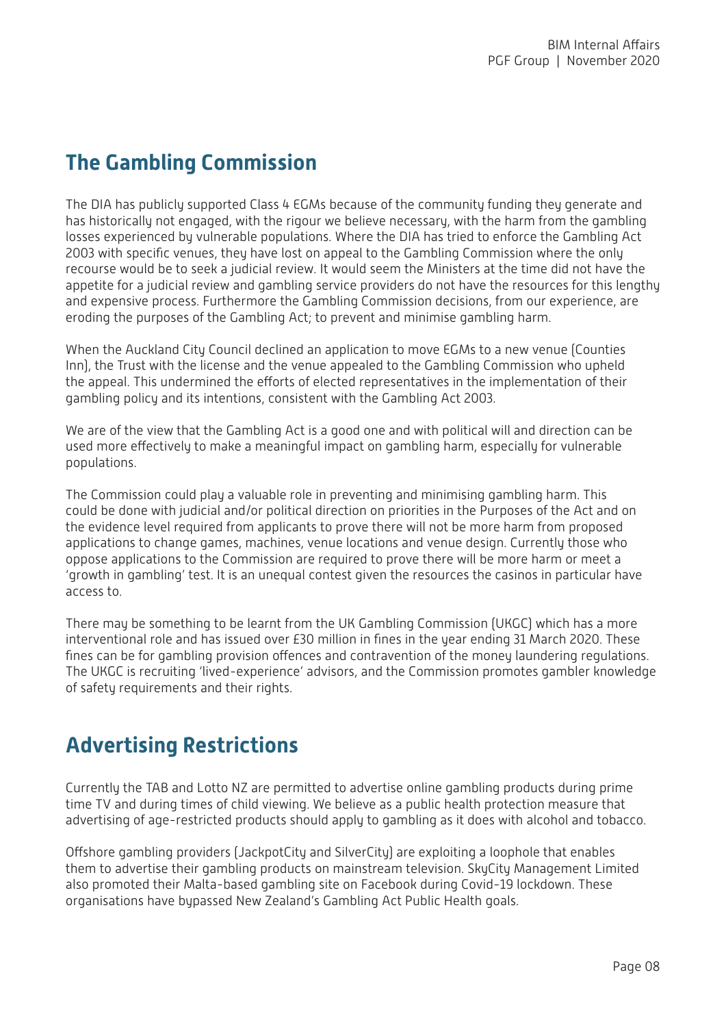## The Gambling Commission

The DIA has publicly supported Class 4 EGMs because of the community funding they generate and has historically not engaged, with the rigour we believe necessary, with the harm from the gambling losses experienced by vulnerable populations. Where the DIA has tried to enforce the Gambling Act 2003 with specific venues, they have lost on appeal to the Gambling Commission where the only recourse would be to seek a judicial review. It would seem the Ministers at the time did not have the appetite for a judicial review and gambling service providers do not have the resources for this lengthy and expensive process. Furthermore the Gambling Commission decisions, from our experience, are eroding the purposes of the Gambling Act; to prevent and minimise gambling harm.

When the Auckland City Council declined an application to move EGMs to a new venue (Counties Inn), the Trust with the license and the venue appealed to the Gambling Commission who upheld the appeal. This undermined the efforts of elected representatives in the implementation of their gambling policy and its intentions, consistent with the Gambling Act 2003.

We are of the view that the Gambling Act is a good one and with political will and direction can be used more effectively to make a meaningful impact on gambling harm, especially for vulnerable populations.

The Commission could play a valuable role in preventing and minimising gambling harm. This could be done with judicial and/or political direction on priorities in the Purposes of the Act and on the evidence level required from applicants to prove there will not be more harm from proposed applications to change games, machines, venue locations and venue design. Currently those who oppose applications to the Commission are required to prove there will be more harm or meet a 'growth in gambling' test. It is an unequal contest given the resources the casinos in particular have access to.

There may be something to be learnt from the UK Gambling Commission (UKGC) which has a more interventional role and has issued over £30 million in fines in the year ending 31 March 2020. These fines can be for gambling provision offences and contravention of the money laundering regulations. The UKGC is recruiting 'lived-experience' advisors, and the Commission promotes gambler knowledge of safety requirements and their rights.

## Advertising Restrictions

Currently the TAB and Lotto NZ are permitted to advertise online gambling products during prime time TV and during times of child viewing. We believe as a public health protection measure that advertising of age-restricted products should apply to gambling as it does with alcohol and tobacco.

Offshore gambling providers (JackpotCity and SilverCity) are exploiting a loophole that enables them to advertise their gambling products on mainstream television. SkyCity Management Limited also promoted their Malta-based gambling site on Facebook during Covid-19 lockdown. These organisations have bypassed New Zealand's Gambling Act Public Health goals.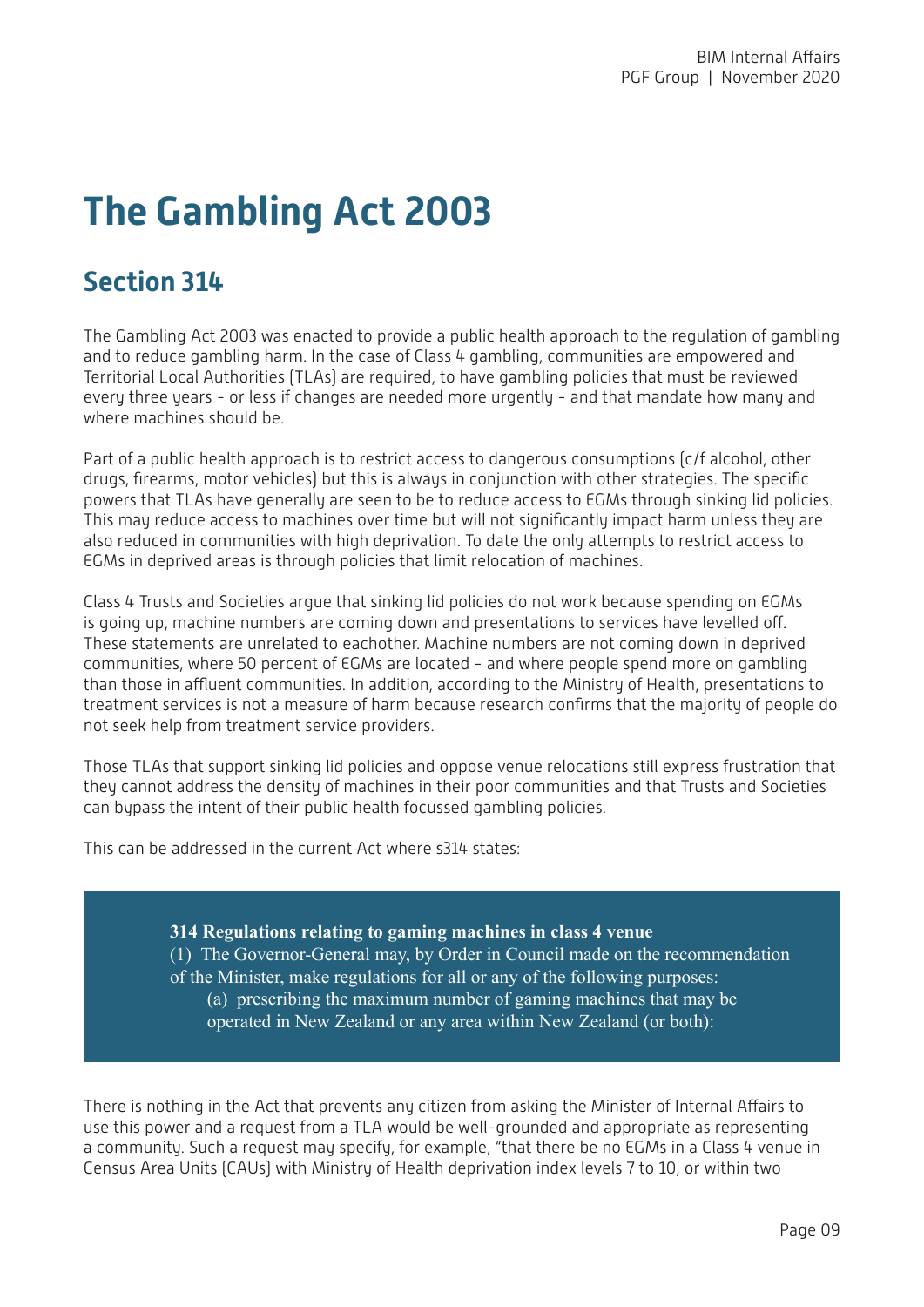# The Gambling Act 2003

## Section 314

The Gambling Act 2003 was enacted to provide a public health approach to the regulation of gambling and to reduce gambling harm. In the case of Class 4 gambling, communities are empowered and Territorial Local Authorities (TLAs) are required, to have gambling policies that must be reviewed every three years - or less if changes are needed more urgently - and that mandate how many and where machines should be.

Part of a public health approach is to restrict access to dangerous consumptions (c/f alcohol, other drugs, firearms, motor vehicles) but this is always in conjunction with other strategies. The specific powers that TLAs have generally are seen to be to reduce access to EGMs through sinking lid policies. This may reduce access to machines over time but will not significantly impact harm unless they are also reduced in communities with high deprivation. To date the only attempts to restrict access to EGMs in deprived areas is through policies that limit relocation of machines.

Class 4 Trusts and Societies argue that sinking lid policies do not work because spending on EGMs is going up, machine numbers are coming down and presentations to services have levelled off. These statements are unrelated to eachother. Machine numbers are not coming down in deprived communities, where 50 percent of EGMs are located - and where people spend more on gambling than those in affluent communities. In addition, according to the Ministry of Health, presentations to treatment services is not a measure of harm because research confirms that the majority of people do not seek help from treatment service providers.

Those TLAs that support sinking lid policies and oppose venue relocations still express frustration that they cannot address the density of machines in their poor communities and that Trusts and Societies can bypass the intent of their public health focussed gambling policies.

This can be addressed in the current Act where s314 states:

> **314 Regulations relating to gaming machines in class 4 venue**
> (1) The Governor-General may, by Order in Council made on the recommendation of the Minister, make regulations for all or any of the following purposes:
> (a) prescribing the maximum number of gaming machines that may be operated in New Zealand or any area within New Zealand (or both):

There is nothing in the Act that prevents any citizen from asking the Minister of Internal Affairs to use this power and a request from a TLA would be well-grounded and appropriate as representing a community. Such a request may specify, for example, "that there be no EGMs in a Class 4 venue in Census Area Units (CAUs) with Ministry of Health deprivation index levels 7 to 10, or within two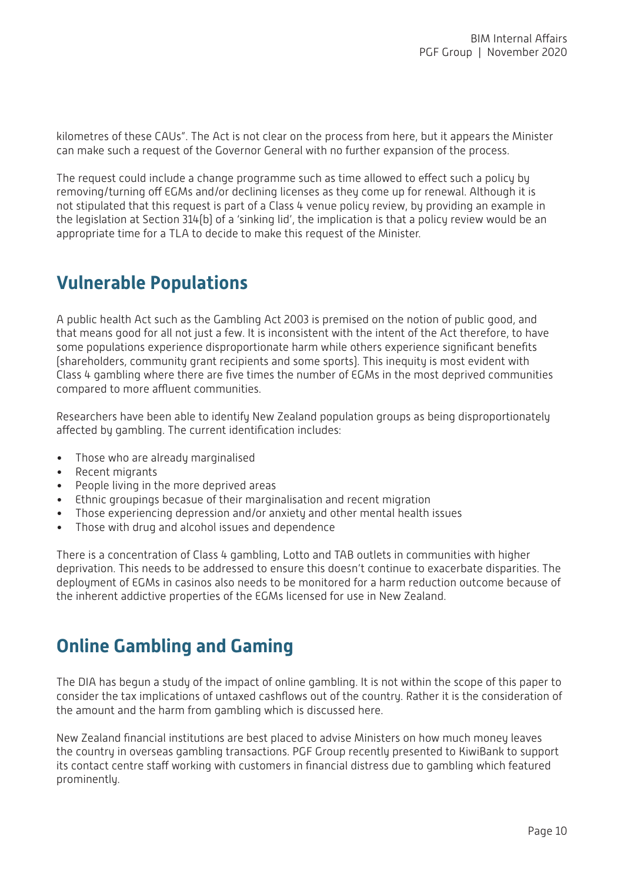kilometres of these CAUs". The Act is not clear on the process from here, but it appears the Minister can make such a request of the Governor General with no further expansion of the process.

The request could include a change programme such as time allowed to effect such a policy by removing/turning off EGMs and/or declining licenses as they come up for renewal. Although it is not stipulated that this request is part of a Class 4 venue policy review, by providing an example in the legislation at Section 314(b) of a 'sinking lid', the implication is that a policy review would be an appropriate time for a TLA to decide to make this request of the Minister.

## Vulnerable Populations

A public health Act such as the Gambling Act 2003 is premised on the notion of public good, and that means good for all not just a few. It is inconsistent with the intent of the Act therefore, to have some populations experience disproportionate harm while others experience significant benefits (shareholders, community grant recipients and some sports). This inequity is most evident with Class 4 gambling where there are five times the number of EGMs in the most deprived communities compared to more affluent communities.

Researchers have been able to identify New Zealand population groups as being disproportionately affected by gambling. The current identification includes:

- Those who are already marginalised
- Recent migrants
- People living in the more deprived areas
- Ethnic groupings becasue of their marginalisation and recent migration
- Those experiencing depression and/or anxiety and other mental health issues
- Those with drug and alcohol issues and dependence

There is a concentration of Class 4 gambling, Lotto and TAB outlets in communities with higher deprivation. This needs to be addressed to ensure this doesn't continue to exacerbate disparities. The deployment of EGMs in casinos also needs to be monitored for a harm reduction outcome because of the inherent addictive properties of the EGMs licensed for use in New Zealand.

## Online Gambling and Gaming

The DIA has begun a study of the impact of online gambling. It is not within the scope of this paper to consider the tax implications of untaxed cashflows out of the country. Rather it is the consideration of the amount and the harm from gambling which is discussed here.

New Zealand financial institutions are best placed to advise Ministers on how much money leaves the country in overseas gambling transactions. PGF Group recently presented to KiwiBank to support its contact centre staff working with customers in financial distress due to gambling which featured prominently.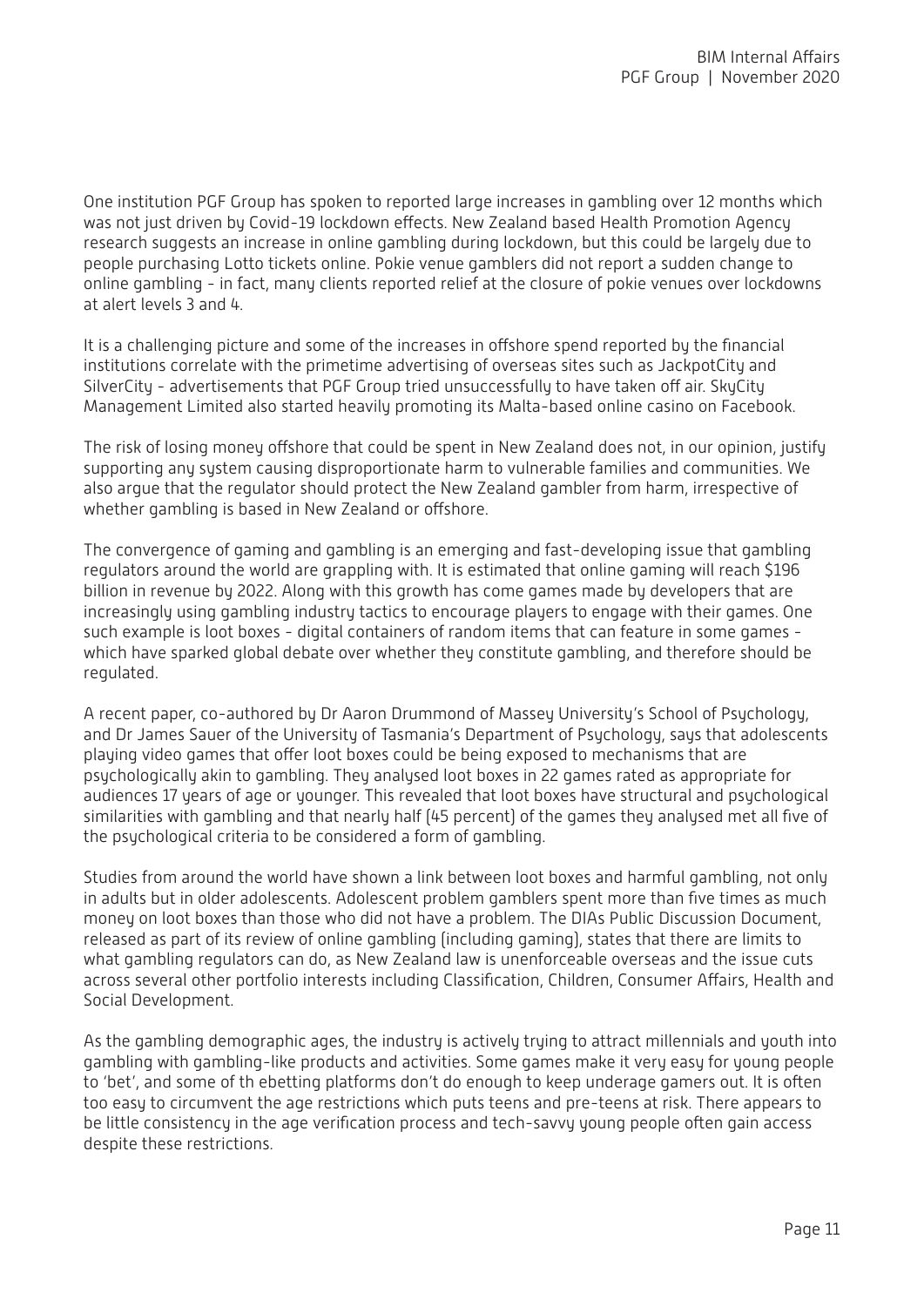One institution PGF Group has spoken to reported large increases in gambling over 12 months which was not just driven by Covid-19 lockdown effects. New Zealand based Health Promotion Agency research suggests an increase in online gambling during lockdown, but this could be largely due to people purchasing Lotto tickets online. Pokie venue gamblers did not report a sudden change to online gambling - in fact, many clients reported relief at the closure of pokie venues over lockdowns at alert levels 3 and 4.

It is a challenging picture and some of the increases in offshore spend reported by the financial institutions correlate with the primetime advertising of overseas sites such as JackpotCity and SilverCity - advertisements that PGF Group tried unsuccessfully to have taken off air. SkyCity Management Limited also started heavily promoting its Malta-based online casino on Facebook.

The risk of losing money offshore that could be spent in New Zealand does not, in our opinion, justify supporting any system causing disproportionate harm to vulnerable families and communities. We also argue that the regulator should protect the New Zealand gambler from harm, irrespective of whether gambling is based in New Zealand or offshore.

The convergence of gaming and gambling is an emerging and fast-developing issue that gambling regulators around the world are grappling with. It is estimated that online gaming will reach $196 billion in revenue by 2022. Along with this growth has come games made by developers that are increasingly using gambling industry tactics to encourage players to engage with their games. One such example is loot boxes - digital containers of random items that can feature in some games - which have sparked global debate over whether they constitute gambling, and therefore should be regulated.

A recent paper, co-authored by Dr Aaron Drummond of Massey University's School of Psychology, and Dr James Sauer of the University of Tasmania's Department of Psychology, says that adolescents playing video games that offer loot boxes could be being exposed to mechanisms that are psychologically akin to gambling. They analysed loot boxes in 22 games rated as appropriate for audiences 17 years of age or younger. This revealed that loot boxes have structural and psychological similarities with gambling and that nearly half (45 percent) of the games they analysed met all five of the psychological criteria to be considered a form of gambling.

Studies from around the world have shown a link between loot boxes and harmful gambling, not only in adults but in older adolescents. Adolescent problem gamblers spent more than five times as much money on loot boxes than those who did not have a problem. The DIAs Public Discussion Document, released as part of its review of online gambling (including gaming), states that there are limits to what gambling regulators can do, as New Zealand law is unenforceable overseas and the issue cuts across several other portfolio interests including Classification, Children, Consumer Affairs, Health and Social Development.

As the gambling demographic ages, the industry is actively trying to attract millennials and youth into gambling with gambling-like products and activities. Some games make it very easy for young people to 'bet', and some of th ebetting platforms don't do enough to keep underage gamers out. It is often too easy to circumvent the age restrictions which puts teens and pre-teens at risk. There appears to be little consistency in the age verification process and tech-savvy young people often gain access despite these restrictions.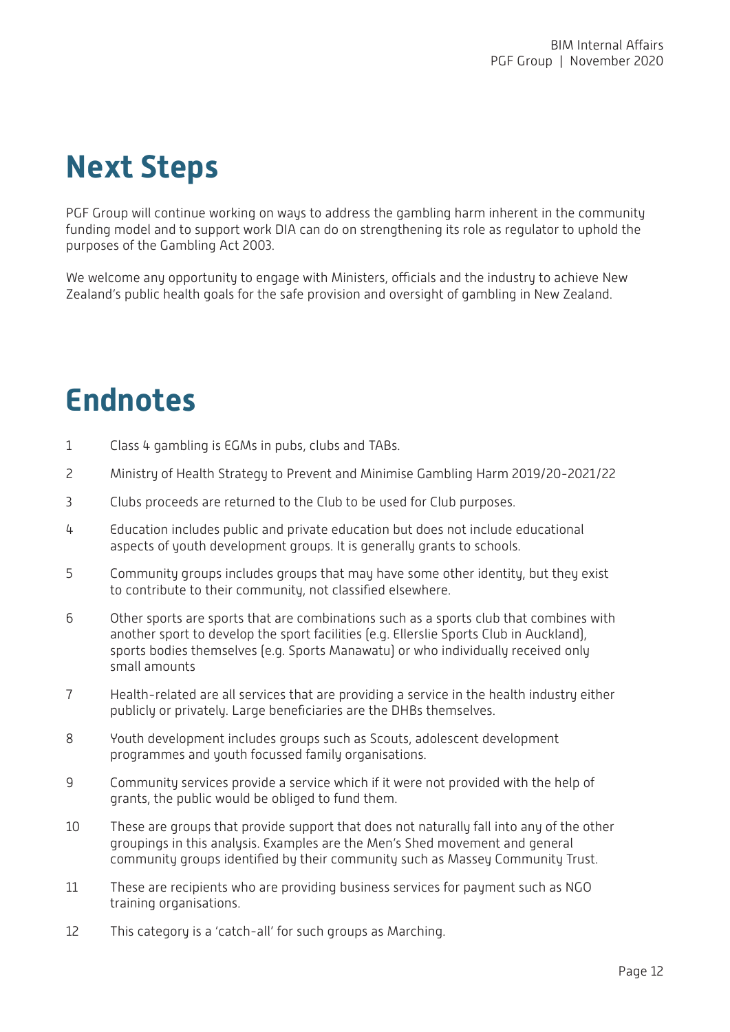# Next Steps

PGF Group will continue working on ways to address the gambling harm inherent in the community funding model and to support work DIA can do on strengthening its role as regulator to uphold the purposes of the Gambling Act 2003.

We welcome any opportunity to engage with Ministers, officials and the industry to achieve New Zealand's public health goals for the safe provision and oversight of gambling in New Zealand.

# Endnotes

1. Class 4 gambling is EGMs in pubs, clubs and TABs.
2. Ministry of Health Strategy to Prevent and Minimise Gambling Harm 2019/20-2021/22
3. Clubs proceeds are returned to the Club to be used for Club purposes.
4. Education includes public and private education but does not include educational aspects of youth development groups. It is generally grants to schools.
5. Community groups includes groups that may have some other identity, but they exist to contribute to their community, not classified elsewhere.
6. Other sports are sports that are combinations such as a sports club that combines with another sport to develop the sport facilities (e.g. Ellerslie Sports Club in Auckland), sports bodies themselves (e.g. Sports Manawatu) or who individually received only small amounts
7. Health-related are all services that are providing a service in the health industry either publicly or privately. Large beneficiaries are the DHBs themselves.
8. Youth development includes groups such as Scouts, adolescent development programmes and youth focussed family organisations.
9. Community services provide a service which if it were not provided with the help of grants, the public would be obliged to fund them.
10. These are groups that provide support that does not naturally fall into any of the other groupings in this analysis. Examples are the Men's Shed movement and general community groups identified by their community such as Massey Community Trust.
11. These are recipients who are providing business services for payment such as NGO training organisations.
12. This category is a 'catch-all' for such groups as Marching.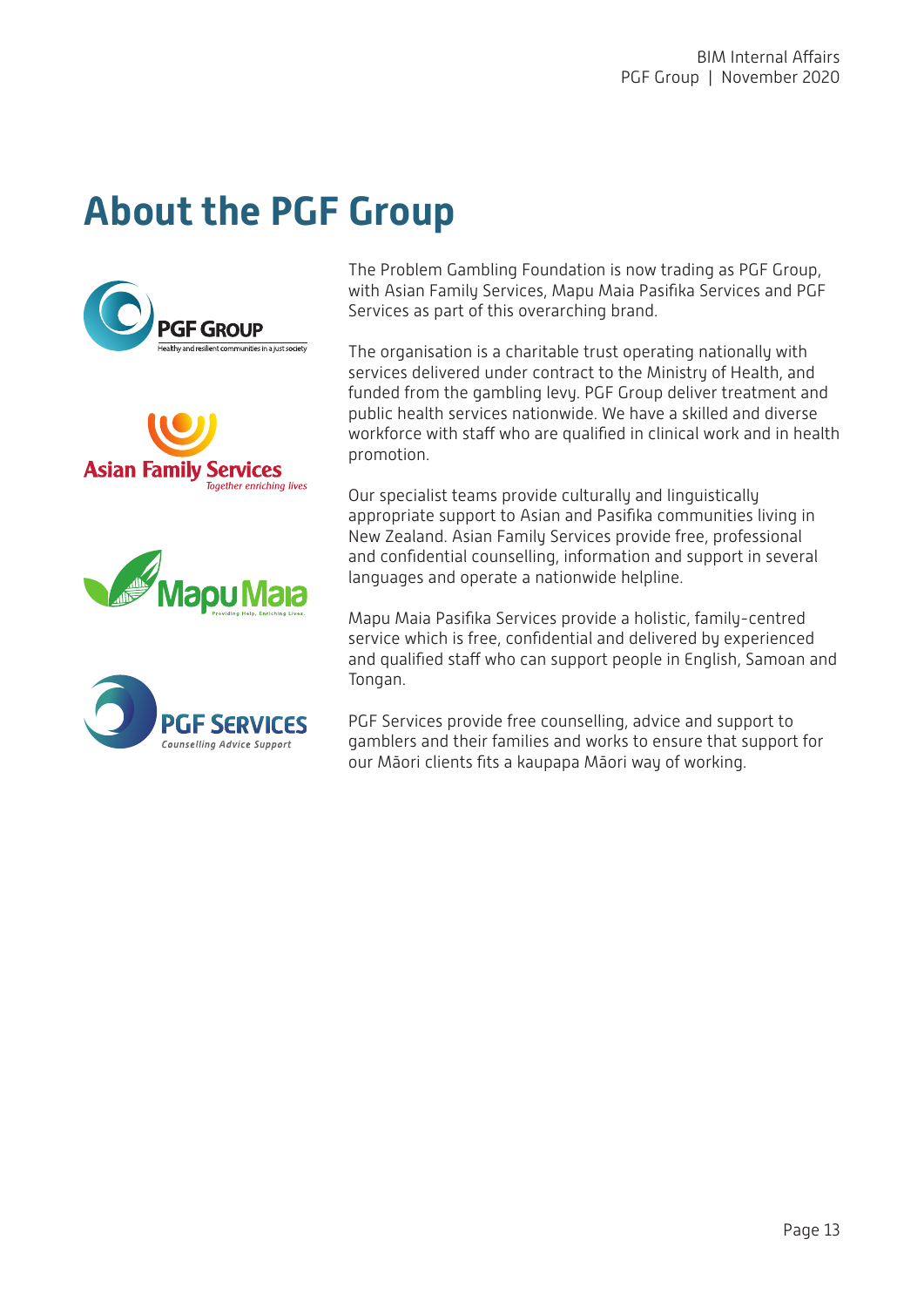# About the PGF Group

The Problem Gambling Foundation is now trading as PGF Group, with Asian Family Services, Mapu Maia Pasifika Services and PGF Services as part of this overarching brand.

The organisation is a charitable trust operating nationally with services delivered under contract to the Ministry of Health, and funded from the gambling levy. PGF Group deliver treatment and public health services nationwide. We have a skilled and diverse workforce with staff who are qualified in clinical work and in health promotion.

Our specialist teams provide culturally and linguistically appropriate support to Asian and Pasifika communities living in New Zealand. Asian Family Services provide free, professional and confidential counselling, information and support in several languages and operate a nationwide helpline.

Mapu Maia Pasifika Services provide a holistic, family-centred service which is free, confidential and delivered by experienced and qualified staff who can support people in English, Samoan and Tongan.

PGF Services provide free counselling, advice and support to gamblers and their families and works to ensure that support for our Māori clients fits a kaupapa Māori way of working.